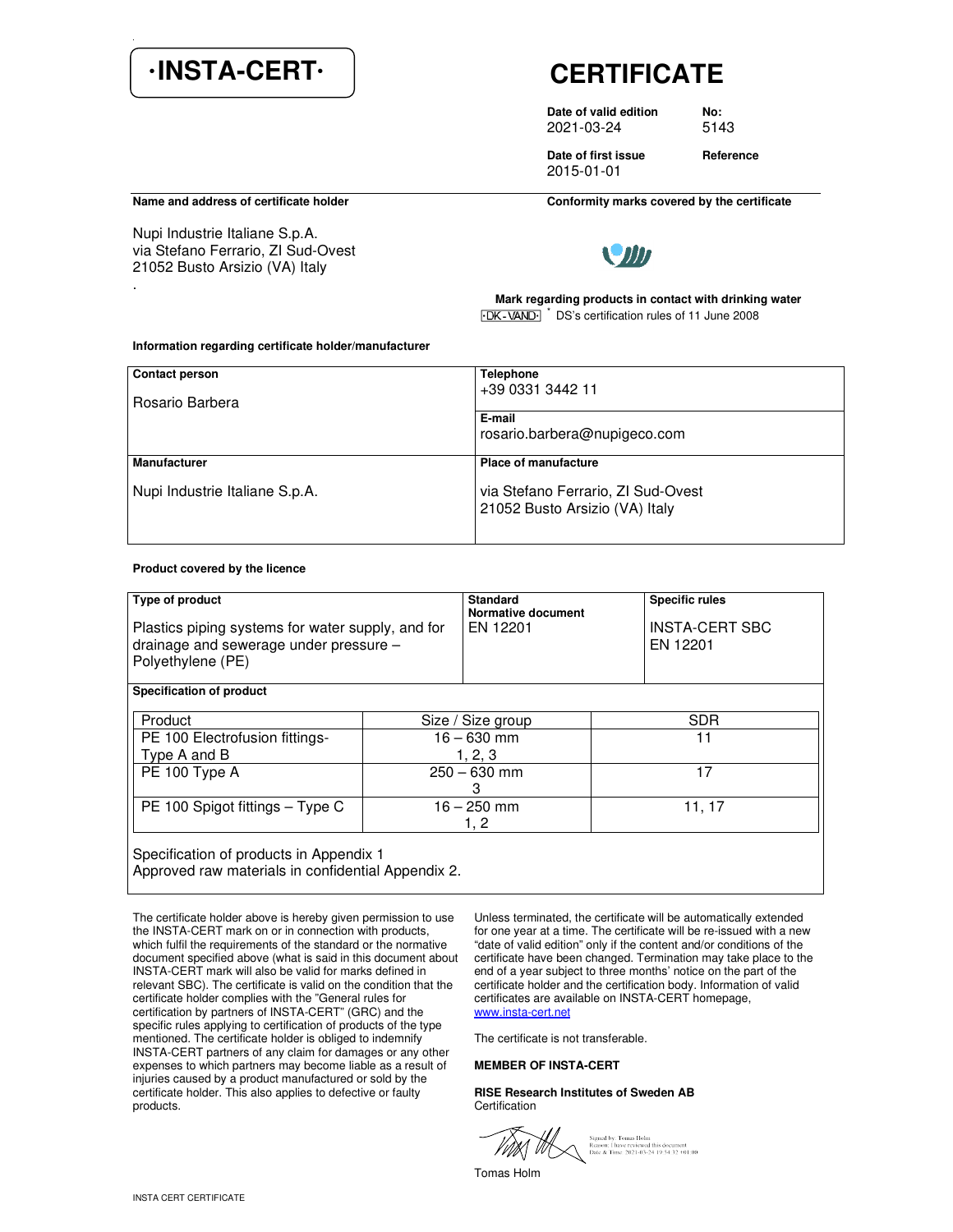# ·INSTA-CERT·

# CERTIFICATE

**Date of valid edition**
2021-03-24

**No:**
5143

**Date of first issue**
2015-01-01

**Reference**

**Name and address of certificate holder**

Nupi Industrie Italiane S.p.A.
via Stefano Ferrario, ZI Sud-Ovest
21052 Busto Arsizio (VA) Italy

**Conformity marks covered by the certificate**

**Mark regarding products in contact with drinking water**
·DK-VAND· * DS's certification rules of 11 June 2008

**Information regarding certificate holder/manufacturer**

| **Contact person** | **Telephone** |
|---|---|
| Rosario Barbera | +39 0331 3442 11 |
| | **E-mail** rosario.barbera@nupigeco.com |
| **Manufacturer** | **Place of manufacture** |
| Nupi Industrie Italiane S.p.A. | via Stefano Ferrario, ZI Sud-Ovest 21052 Busto Arsizio (VA) Italy |

**Product covered by the licence**

| **Type of product** | **Standard Normative document** | **Specific rules** |
|---|---|---|
| Plastics piping systems for water supply, and for drainage and sewerage under pressure – Polyethylene (PE) | EN 12201 | INSTA-CERT SBC EN 12201 |

**Specification of product**

| Product | Size / Size group | SDR |
|---|---|---|
| PE 100 Electrofusion fittings- Type A and B | 16 – 630 mm 1, 2, 3 | 11 |
| PE 100 Type A | 250 – 630 mm 3 | 17 |
| PE 100 Spigot fittings – Type C | 16 – 250 mm 1, 2 | 11, 17 |

Specification of products in Appendix 1
Approved raw materials in confidential Appendix 2.

The certificate holder above is hereby given permission to use the INSTA-CERT mark on or in connection with products, which fulfil the requirements of the standard or the normative document specified above (what is said in this document about INSTA-CERT mark will also be valid for marks defined in relevant SBC). The certificate is valid on the condition that the certificate holder complies with the "General rules for certification by partners of INSTA-CERT" (GRC) and the specific rules applying to certification of products of the type mentioned. The certificate holder is obliged to indemnify INSTA-CERT partners of any claim for damages or any other expenses to which partners may become liable as a result of injuries caused by a product manufactured or sold by the certificate holder. This also applies to defective or faulty products.

Unless terminated, the certificate will be automatically extended for one year at a time. The certificate will be re-issued with a new "date of valid edition" only if the content and/or conditions of the certificate have been changed. Termination may take place to the end of a year subject to three months' notice on the part of the certificate holder and the certification body. Information of valid certificates are available on INSTA-CERT homepage, www.insta-cert.net

The certificate is not transferable.

**MEMBER OF INSTA-CERT**

**RISE Research Institutes of Sweden AB**
Certification

Signed by: Tomas Holm
Reason: I have reviewed this document
Date & Time: 2021-03-24 19:54:32 +01:00

Tomas Holm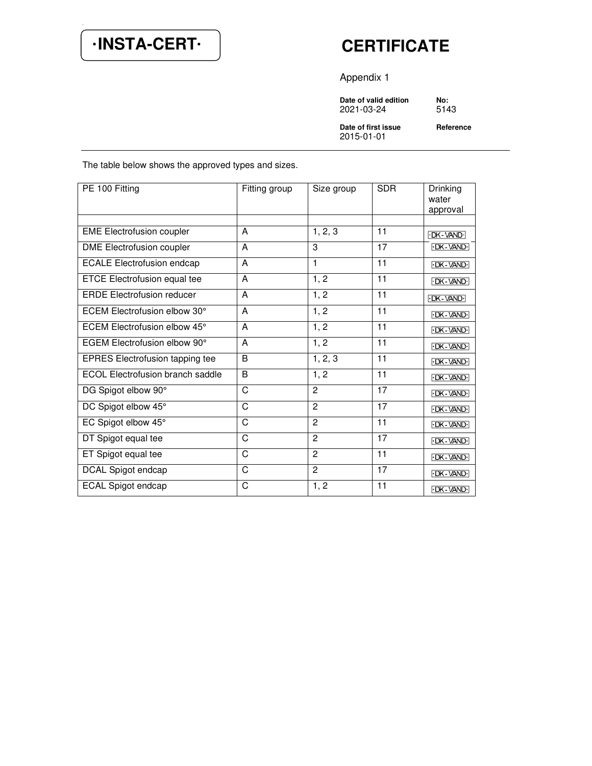·INSTA-CERT·

# CERTIFICATE

Appendix 1

| **Date of valid edition** | **No:** |
| --- | --- |
| 2021-03-24 | 5143 |
| **Date of first issue** | **Reference** |
| 2015-01-01 | |

The table below shows the approved types and sizes.

| PE 100 Fitting | Fitting group | Size group | SDR | Drinking water approval |
| --- | --- | --- | --- | --- |
| | | | | |
| EME Electrofusion coupler | A | 1, 2, 3 | 11 | ·DK-VAND· |
| DME Electrofusion coupler | A | 3 | 17 | ·DK-VAND· |
| ECALE Electrofusion endcap | A | 1 | 11 | ·DK-VAND· |
| ETCE Electrofusion equal tee | A | 1, 2 | 11 | ·DK-VAND· |
| ERDE Electrofusion reducer | A | 1, 2 | 11 | ·DK-VAND· |
| ECEM Electrofusion elbow 30° | A | 1, 2 | 11 | ·DK-VAND· |
| ECEM Electrofusion elbow 45° | A | 1, 2 | 11 | ·DK-VAND· |
| EGEM Electrofusion elbow 90° | A | 1, 2 | 11 | ·DK-VAND· |
| EPRES Electrofusion tapping tee | B | 1, 2, 3 | 11 | ·DK-VAND· |
| ECOL Electrofusion branch saddle | B | 1, 2 | 11 | ·DK-VAND· |
| DG Spigot elbow 90° | C | 2 | 17 | ·DK-VAND· |
| DC Spigot elbow 45° | C | 2 | 17 | ·DK-VAND· |
| EC Spigot elbow 45° | C | 2 | 11 | ·DK-VAND· |
| DT Spigot equal tee | C | 2 | 17 | ·DK-VAND· |
| ET Spigot equal tee | C | 2 | 11 | ·DK-VAND· |
| DCAL Spigot endcap | C | 2 | 17 | ·DK-VAND· |
| ECAL Spigot endcap | C | 1, 2 | 11 | ·DK-VAND· |